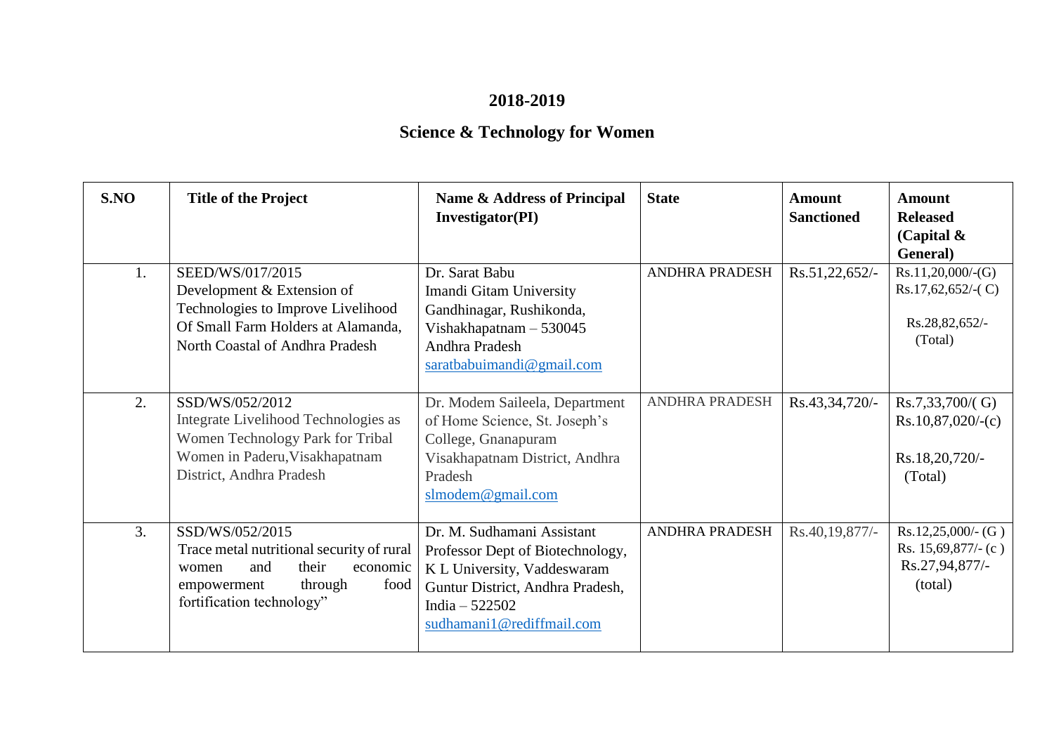# 2018-2019

## Science & Technology for Women

| S.NO | Title of the Project | Name & Address of Principal Investigator(PI) | State | Amount Sanctioned | Amount Released (Capital & General) |
|---|---|---|---|---|---|
| 1. | SEED/WS/017/2015<br>Development & Extension of Technologies to Improve Livelihood Of Small Farm Holders at Alamanda, North Coastal of Andhra Pradesh | Dr. Sarat Babu<br>Imandi Gitam University<br>Gandhinagar, Rushikonda,<br>Vishakhapatnam – 530045<br>Andhra Pradesh<br>saratbabuimandi@gmail.com | ANDHRA PRADESH | Rs.51,22,652/- | Rs.11,20,000/-(G)<br>Rs.17,62,652/-( C)<br>Rs.28,82,652/- (Total) |
| 2. | SSD/WS/052/2012<br>Integrate Livelihood Technologies as Women Technology Park for Tribal Women in Paderu,Visakhapatnam District, Andhra Pradesh | Dr. Modem Saileela, Department of Home Science, St. Joseph's College, Gnanapuram Visakhapatnam District, Andhra Pradesh<br>slmodem@gmail.com | ANDHRA PRADESH | Rs.43,34,720/- | Rs.7,33,700/( G)<br>Rs.10,87,020/-(c)<br>Rs.18,20,720/- (Total) |
| 3. | SSD/WS/052/2015<br>Trace metal nutritional security of rural women and their economic empowerment through food fortification technology" | Dr. M. Sudhamani Assistant Professor Dept of Biotechnology, K L University, Vaddeswaram Guntur District, Andhra Pradesh, India – 522502<br>sudhamani1@rediffmail.com | ANDHRA PRADESH | Rs.40,19,877/- | Rs.12,25,000/- (G )<br>Rs. 15,69,877/- (c )<br>Rs.27,94,877/- (total) |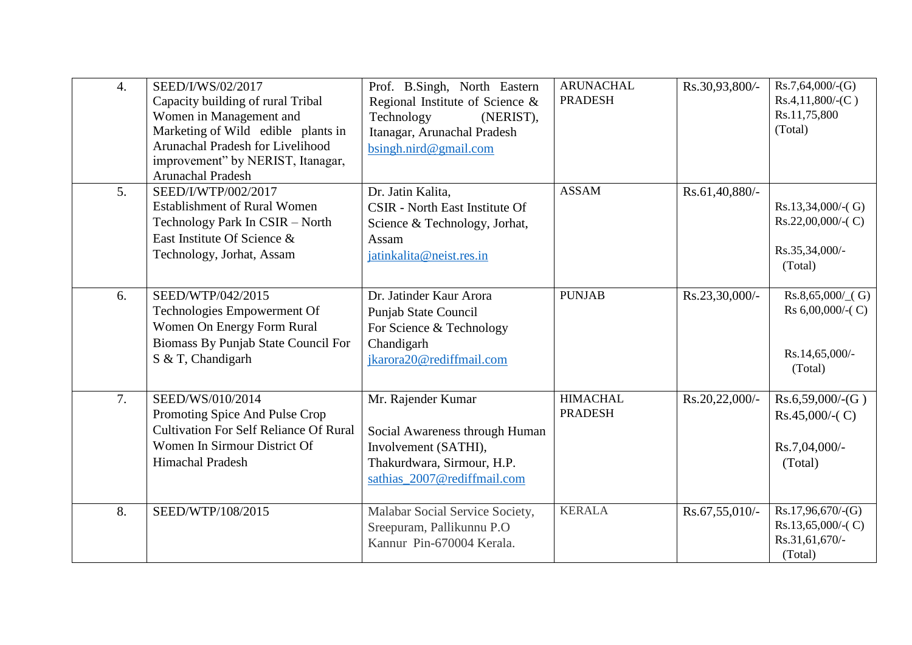| | | | | | |
|---|---|---|---|---|---|
| 4. | SEED/I/WS/02/2017<br>Capacity building of rural Tribal Women in Management and Marketing of Wild edible plants in Arunachal Pradesh for Livelihood improvement" by NERIST, Itanagar, Arunachal Pradesh | Prof. B.Singh, North Eastern Regional Institute of Science & Technology (NERIST), Itanagar, Arunachal Pradesh<br>bsingh.nird@gmail.com | ARUNACHAL PRADESH | Rs.30,93,800/- | Rs.7,64,000/-(G)<br>Rs.4,11,800/-(C )<br>Rs.11,75,800 (Total) |
| 5. | SEED/I/WTP/002/2017<br>Establishment of Rural Women Technology Park In CSIR – North East Institute Of Science & Technology, Jorhat, Assam | Dr. Jatin Kalita,<br>CSIR - North East Institute Of Science & Technology, Jorhat, Assam<br>jatinkalita@neist.res.in | ASSAM | Rs.61,40,880/- | Rs.13,34,000/-( G)<br>Rs.22,00,000/-( C)<br>Rs.35,34,000/- (Total) |
| 6. | SEED/WTP/042/2015<br>Technologies Empowerment Of Women On Energy Form Rural Biomass By Punjab State Council For S & T, Chandigarh | Dr. Jatinder Kaur Arora<br>Punjab State Council For Science & Technology Chandigarh<br>jkarora20@rediffmail.com | PUNJAB | Rs.23,30,000/- | Rs.8,65,000/_( G)<br>Rs 6,00,000/-( C)<br>Rs.14,65,000/- (Total) |
| 7. | SEED/WS/010/2014<br>Promoting Spice And Pulse Crop Cultivation For Self Reliance Of Rural Women In Sirmour District Of Himachal Pradesh | Mr. Rajender Kumar<br>Social Awareness through Human Involvement (SATHI), Thakurdwara, Sirmour, H.P.<br>sathias_2007@rediffmail.com | HIMACHAL PRADESH | Rs.20,22,000/- | Rs.6,59,000/-(G )<br>Rs.45,000/-( C)<br>Rs.7,04,000/- (Total) |
| 8. | SEED/WTP/108/2015 | Malabar Social Service Society, Sreepuram, Pallikunnu P.O Kannur Pin-670004 Kerala. | KERALA | Rs.67,55,010/- | Rs.17,96,670/-(G)<br>Rs.13,65,000/-( C)<br>Rs.31,61,670/- (Total) |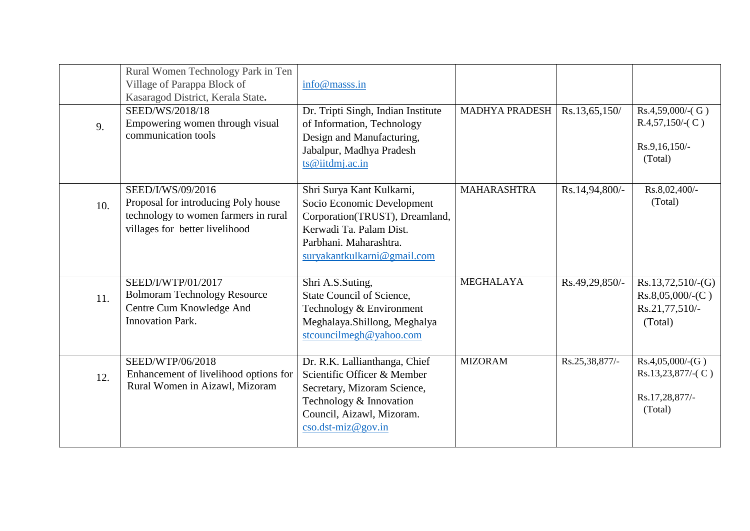| | | | | | |
|---|---|---|---|---|---|
| | Rural Women Technology Park in Ten Village of Parappa Block of Kasaragod District, Kerala State**.** | info@masss.in | | | |
| 9. | SEED/WS/2018/18<br>Empowering women through visual communication tools | Dr. Tripti Singh, Indian Institute of Information, Technology Design and Manufacturing, Jabalpur, Madhya Pradesh<br>ts@iitdmj.ac.in | MADHYA PRADESH | Rs.13,65,150/ | Rs.4,59,000/-( G )<br>R.4,57,150/-( C )<br><br>Rs.9,16,150/-<br>(Total) |
| 10. | SEED/I/WS/09/2016<br>Proposal for introducing Poly house technology to women farmers in rural villages for better livelihood | Shri Surya Kant Kulkarni, Socio Economic Development Corporation(TRUST), Dreamland, Kerwadi Ta. Palam Dist. Parbhani. Maharashtra.<br>suryakantkulkarni@gmail.com | MAHARASHTRA | Rs.14,94,800/- | Rs.8,02,400/-<br>(Total) |
| 11. | SEED/I/WTP/01/2017<br>Bolmoram Technology Resource Centre Cum Knowledge And Innovation Park. | Shri A.S.Suting,<br>State Council of Science, Technology & Environment Meghalaya.Shillong, Meghalya<br>stcouncilmegh@yahoo.com | MEGHALAYA | Rs.49,29,850/- | Rs.13,72,510/-(G)<br>Rs.8,05,000/-(C )<br>Rs.21,77,510/-<br>(Total) |
| 12. | SEED/WTP/06/2018<br>Enhancement of livelihood options for Rural Women in Aizawl, Mizoram | Dr. R.K. Lallianthanga, Chief Scientific Officer & Member Secretary, Mizoram Science, Technology & Innovation Council, Aizawl, Mizoram.<br>cso.dst-miz@gov.in | MIZORAM | Rs.25,38,877/- | Rs.4,05,000/-(G )<br>Rs.13,23,877/-( C )<br><br>Rs.17,28,877/-<br>(Total) |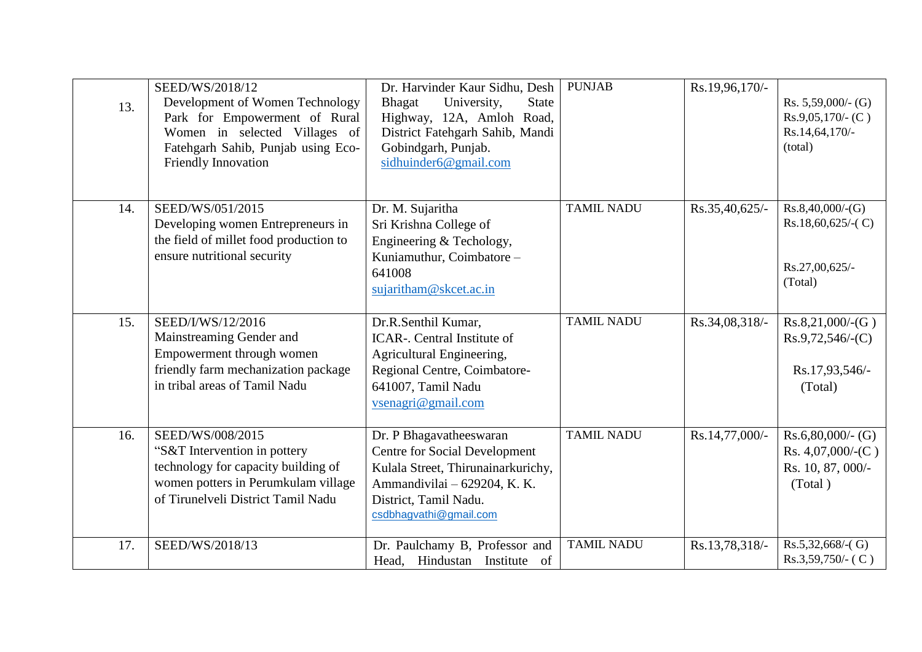| | | | | | |
|---|---|---|---|---|---|
| 13. | SEED/WS/2018/12<br>Development of Women Technology Park for Empowerment of Rural Women in selected Villages of Fatehgarh Sahib, Punjab using Eco-Friendly Innovation | Dr. Harvinder Kaur Sidhu, Desh Bhagat University, State Highway, 12A, Amloh Road, District Fatehgarh Sahib, Mandi Gobindgarh, Punjab.<br>sidhuinder6@gmail.com | PUNJAB | Rs.19,96,170/- | Rs. 5,59,000/- (G)<br>Rs.9,05,170/- (C )<br>Rs.14,64,170/- (total) |
| 14. | SEED/WS/051/2015<br>Developing women Entrepreneurs in the field of millet food production to ensure nutritional security | Dr. M. Sujaritha<br>Sri Krishna College of Engineering & Techology, Kuniamuthur, Coimbatore – 641008<br>sujaritham@skcet.ac.in | TAMIL NADU | Rs.35,40,625/- | Rs.8,40,000/-(G)<br>Rs.18,60,625/-( C)<br><br>Rs.27,00,625/- (Total) |
| 15. | SEED/I/WS/12/2016<br>Mainstreaming Gender and Empowerment through women friendly farm mechanization package in tribal areas of Tamil Nadu | Dr.R.Senthil Kumar,<br>ICAR-. Central Institute of Agricultural Engineering, Regional Centre, Coimbatore-641007, Tamil Nadu<br>vsenagri@gmail.com | TAMIL NADU | Rs.34,08,318/- | Rs.8,21,000/-(G )<br>Rs.9,72,546/-(C)<br><br>Rs.17,93,546/- (Total) |
| 16. | SEED/WS/008/2015<br>"S&T Intervention in pottery technology for capacity building of women potters in Perumkulam village of Tirunelveli District Tamil Nadu | Dr. P Bhagavatheeswaran<br>Centre for Social Development Kulala Street, Thirunainarkurichy, Ammandivilai – 629204, K. K. District, Tamil Nadu.<br>csdbhagvathi@gmail.com | TAMIL NADU | Rs.14,77,000/- | Rs.6,80,000/- (G)<br>Rs. 4,07,000/-(C )<br>Rs. 10, 87, 000/- (Total ) |
| 17. | SEED/WS/2018/13 | Dr. Paulchamy B, Professor and Head, Hindustan Institute of | TAMIL NADU | Rs.13,78,318/- | Rs.5,32,668/-( G)<br>Rs.3,59,750/- ( C ) |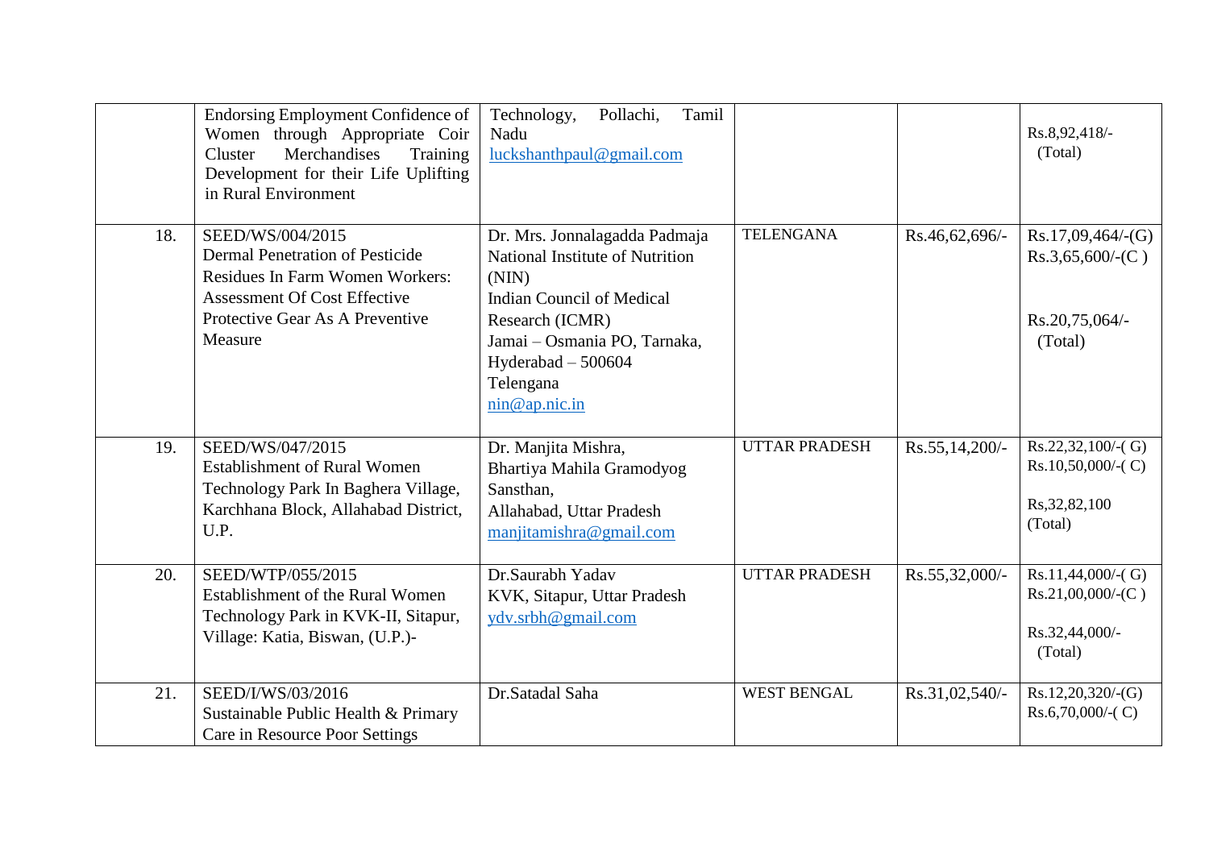| | | | | | |
|---|---|---|---|---|---|
| | Endorsing Employment Confidence of Women through Appropriate Coir Cluster Merchandises Training Development for their Life Uplifting in Rural Environment | Technology, Pollachi, Tamil Nadu luckshanthpaul@gmail.com | | | Rs.8,92,418/- (Total) |
| 18. | SEED/WS/004/2015 Dermal Penetration of Pesticide Residues In Farm Women Workers: Assessment Of Cost Effective Protective Gear As A Preventive Measure | Dr. Mrs. Jonnalagadda Padmaja National Institute of Nutrition (NIN) Indian Council of Medical Research (ICMR) Jamai – Osmania PO, Tarnaka, Hyderabad – 500604 Telengana nin@ap.nic.in | TELENGANA | Rs.46,62,696/- | Rs.17,09,464/-(G) Rs.3,65,600/-(C ) Rs.20,75,064/- (Total) |
| 19. | SEED/WS/047/2015 Establishment of Rural Women Technology Park In Baghera Village, Karchhana Block, Allahabad District, U.P. | Dr. Manjita Mishra, Bhartiya Mahila Gramodyog Sansthan, Allahabad, Uttar Pradesh manjitamishra@gmail.com | UTTAR PRADESH | Rs.55,14,200/- | Rs.22,32,100/-( G) Rs.10,50,000/-( C) Rs,32,82,100 (Total) |
| 20. | SEED/WTP/055/2015 Establishment of the Rural Women Technology Park in KVK-II, Sitapur, Village: Katia, Biswan, (U.P.)- | Dr.Saurabh Yadav KVK, Sitapur, Uttar Pradesh ydv.srbh@gmail.com | UTTAR PRADESH | Rs.55,32,000/- | Rs.11,44,000/-( G) Rs.21,00,000/-(C ) Rs.32,44,000/- (Total) |
| 21. | SEED/I/WS/03/2016 Sustainable Public Health & Primary Care in Resource Poor Settings | Dr.Satadal Saha | WEST BENGAL | Rs.31,02,540/- | Rs.12,20,320/-(G) Rs.6,70,000/-( C) |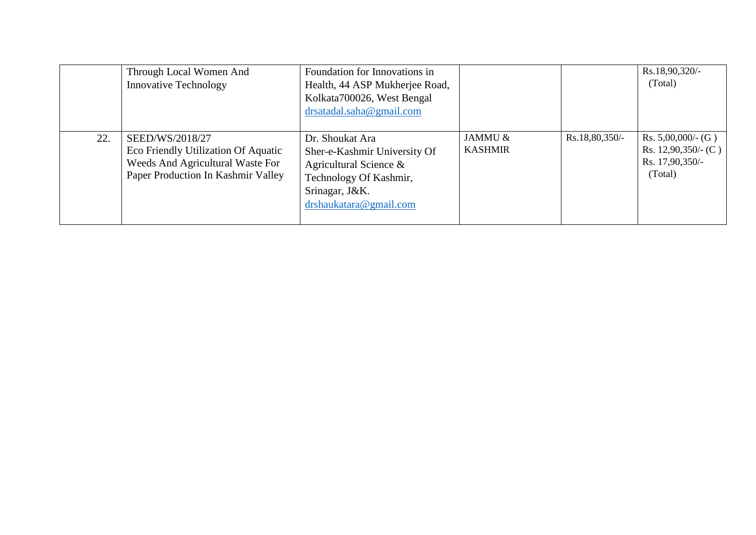| | | | | | |
|---|---|---|---|---|---|
| | Through Local Women And Innovative Technology | Foundation for Innovations in Health, 44 ASP Mukherjee Road, Kolkata700026, West Bengal drsatadal.saha@gmail.com | | | Rs.18,90,320/- (Total) |
| 22. | SEED/WS/2018/27 Eco Friendly Utilization Of Aquatic Weeds And Agricultural Waste For Paper Production In Kashmir Valley | Dr. Shoukat Ara Sher-e-Kashmir University Of Agricultural Science & Technology Of Kashmir, Srinagar, J&K. drshaukatara@gmail.com | JAMMU & KASHMIR | Rs.18,80,350/- | Rs. 5,00,000/- (G ) Rs. 12,90,350/- (C ) Rs. 17,90,350/- (Total) |